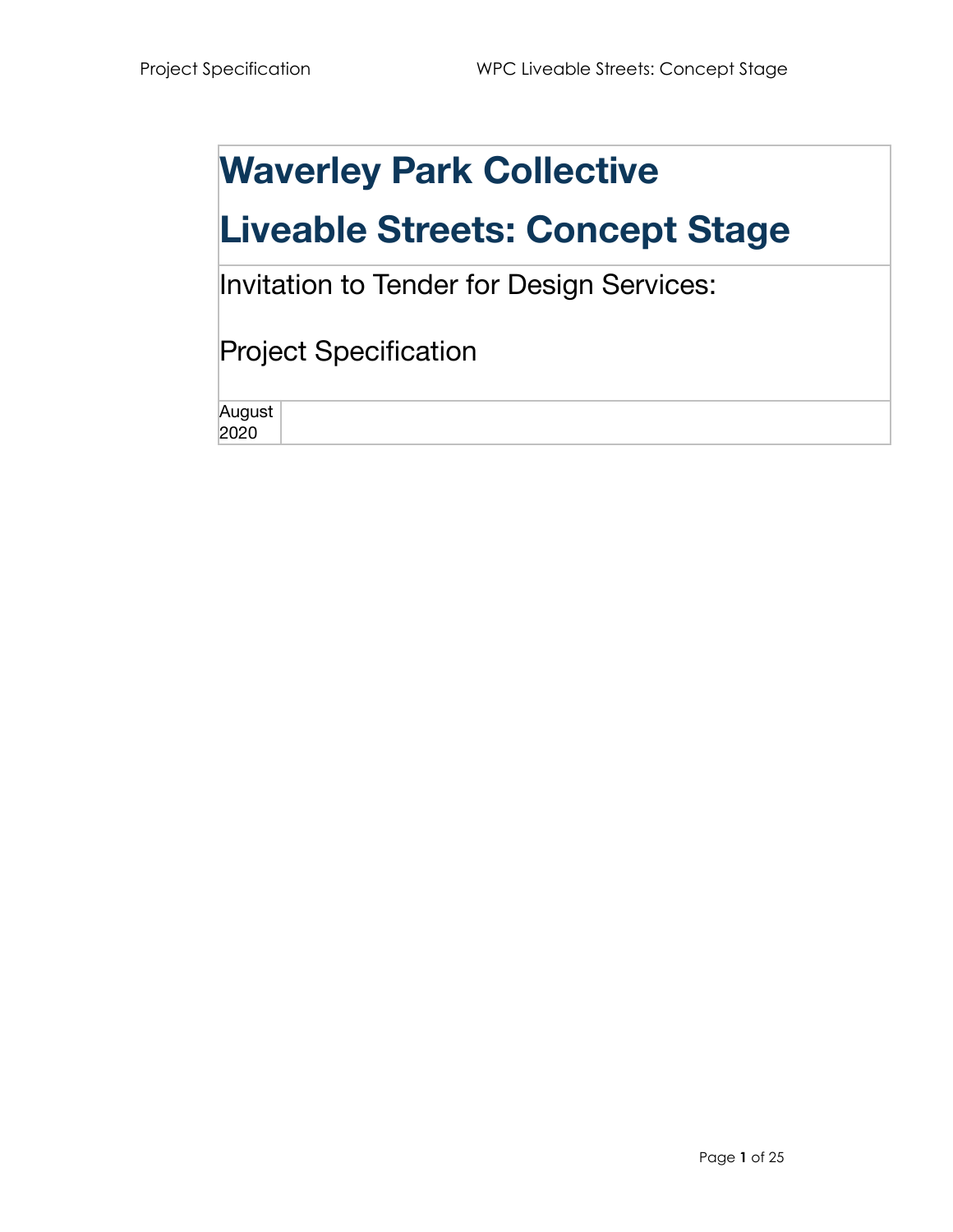# Waverley Park Collective

# Liveable Streets: Concept Stage

Invitation to Tender for Design Services:

Project Specification

| August 2020 | |
|---|---|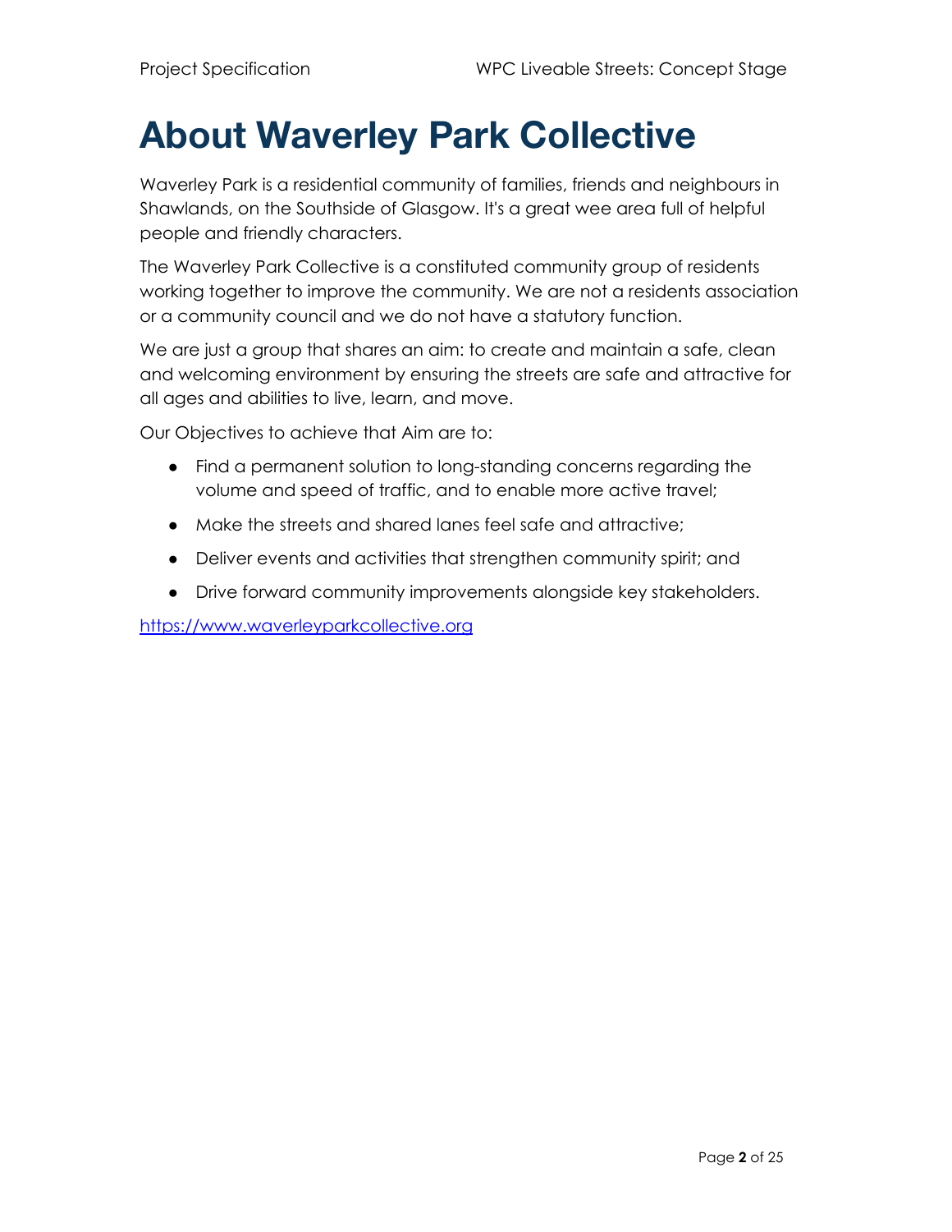# About Waverley Park Collective

Waverley Park is a residential community of families, friends and neighbours in Shawlands, on the Southside of Glasgow. It's a great wee area full of helpful people and friendly characters.

The Waverley Park Collective is a constituted community group of residents working together to improve the community. We are not a residents association or a community council and we do not have a statutory function.

We are just a group that shares an aim: to create and maintain a safe, clean and welcoming environment by ensuring the streets are safe and attractive for all ages and abilities to live, learn, and move.

Our Objectives to achieve that Aim are to:

- Find a permanent solution to long-standing concerns regarding the volume and speed of traffic, and to enable more active travel;
- Make the streets and shared lanes feel safe and attractive;
- Deliver events and activities that strengthen community spirit; and
- Drive forward community improvements alongside key stakeholders.

[https://www.waverleyparkcollective.org](https://www.waverleyparkcollective.org)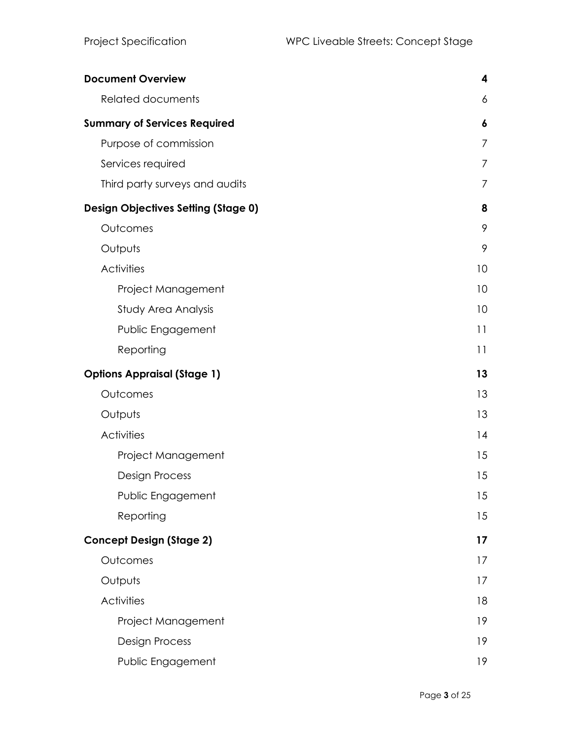| | |
|---|---|
| **Document Overview** | **4** |
| Related documents | 6 |
| **Summary of Services Required** | **6** |
| Purpose of commission | 7 |
| Services required | 7 |
| Third party surveys and audits | 7 |
| **Design Objectives Setting (Stage 0)** | **8** |
| Outcomes | 9 |
| Outputs | 9 |
| Activities | 10 |
| Project Management | 10 |
| Study Area Analysis | 10 |
| Public Engagement | 11 |
| Reporting | 11 |
| **Options Appraisal (Stage 1)** | **13** |
| Outcomes | 13 |
| Outputs | 13 |
| Activities | 14 |
| Project Management | 15 |
| Design Process | 15 |
| Public Engagement | 15 |
| Reporting | 15 |
| **Concept Design (Stage 2)** | **17** |
| Outcomes | 17 |
| Outputs | 17 |
| Activities | 18 |
| Project Management | 19 |
| Design Process | 19 |
| Public Engagement | 19 |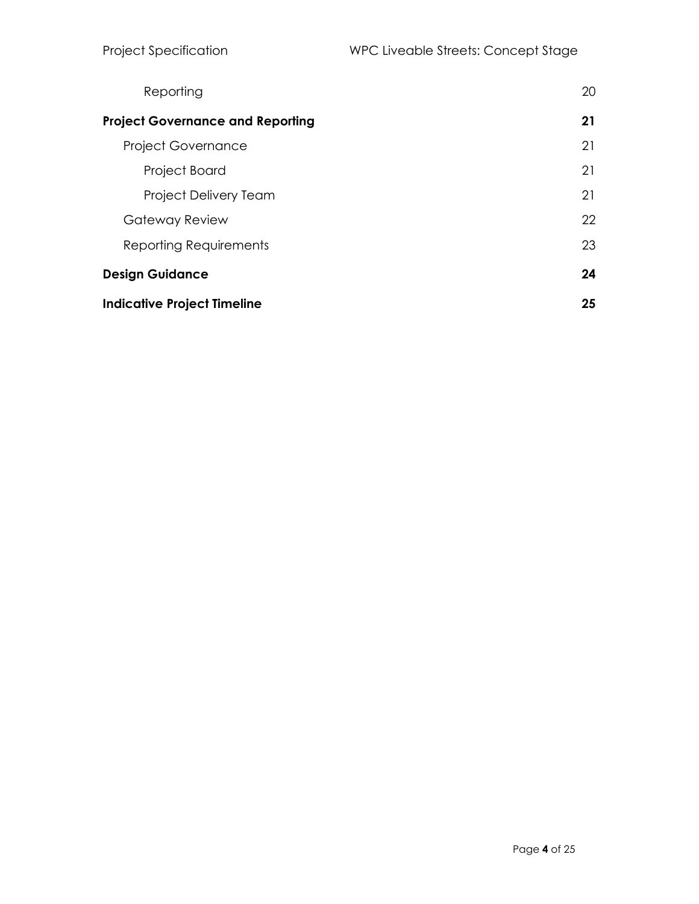Reporting 20

**Project Governance and Reporting 21**

Project Governance 21

Project Board 21

Project Delivery Team 21

Gateway Review 22

Reporting Requirements 23

**Design Guidance 24**

**Indicative Project Timeline 25**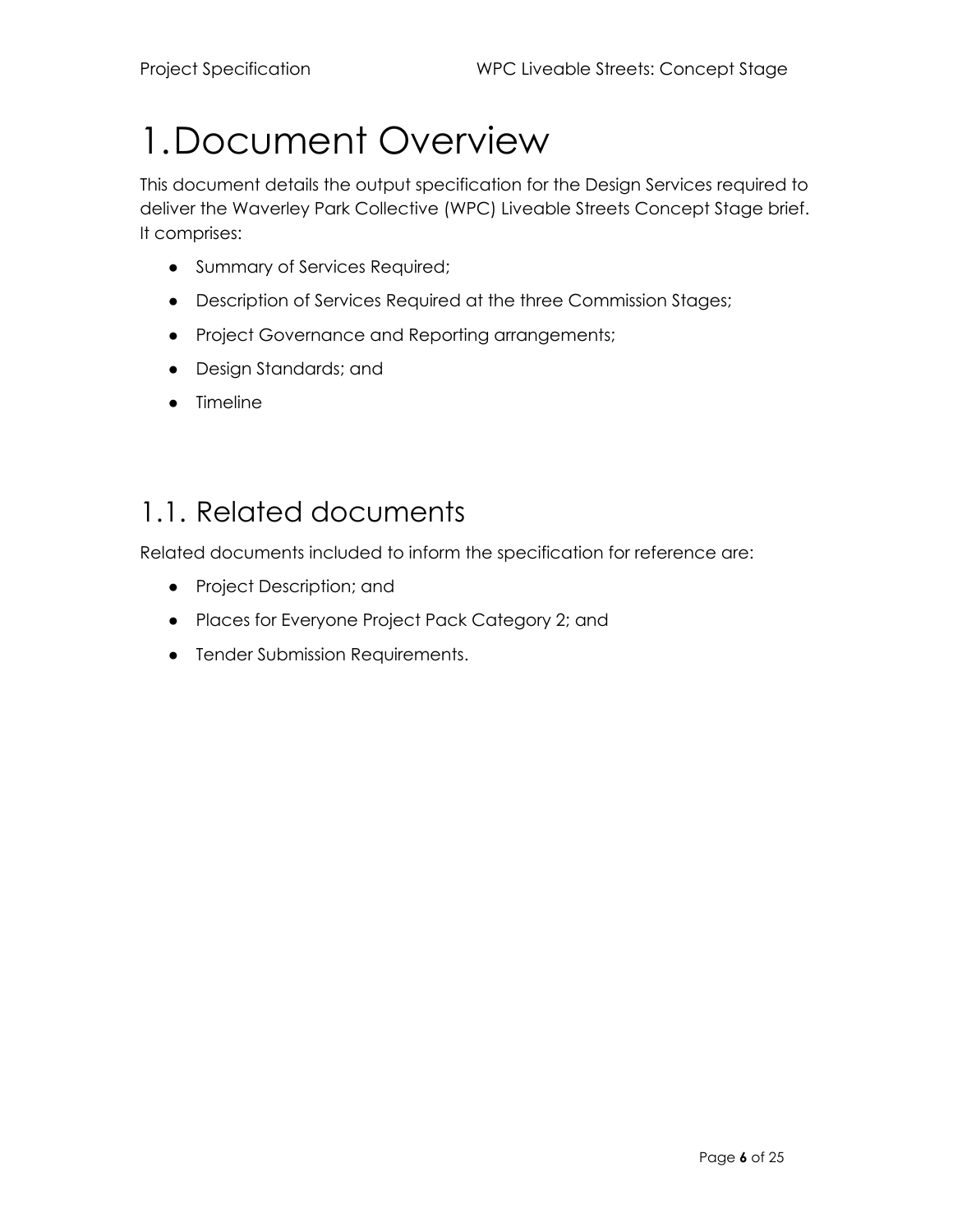# 1. Document Overview

This document details the output specification for the Design Services required to deliver the Waverley Park Collective (WPC) Liveable Streets Concept Stage brief. It comprises:

- Summary of Services Required;
- Description of Services Required at the three Commission Stages;
- Project Governance and Reporting arrangements;
- Design Standards; and
- Timeline

## 1.1. Related documents

Related documents included to inform the specification for reference are:

- Project Description; and
- Places for Everyone Project Pack Category 2; and
- Tender Submission Requirements.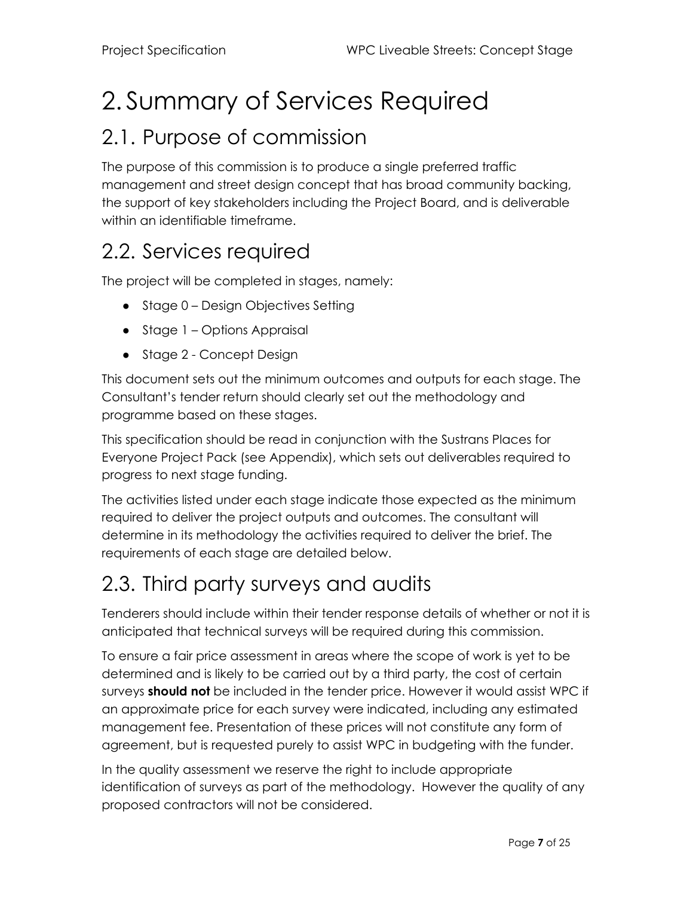# 2. Summary of Services Required

## 2.1. Purpose of commission

The purpose of this commission is to produce a single preferred traffic management and street design concept that has broad community backing, the support of key stakeholders including the Project Board, and is deliverable within an identifiable timeframe.

## 2.2. Services required

The project will be completed in stages, namely:

- Stage 0 – Design Objectives Setting
- Stage 1 – Options Appraisal
- Stage 2 - Concept Design

This document sets out the minimum outcomes and outputs for each stage. The Consultant's tender return should clearly set out the methodology and programme based on these stages.

This specification should be read in conjunction with the Sustrans Places for Everyone Project Pack (see Appendix), which sets out deliverables required to progress to next stage funding.

The activities listed under each stage indicate those expected as the minimum required to deliver the project outputs and outcomes. The consultant will determine in its methodology the activities required to deliver the brief. The requirements of each stage are detailed below.

## 2.3. Third party surveys and audits

Tenderers should include within their tender response details of whether or not it is anticipated that technical surveys will be required during this commission.

To ensure a fair price assessment in areas where the scope of work is yet to be determined and is likely to be carried out by a third party, the cost of certain surveys **should not** be included in the tender price. However it would assist WPC if an approximate price for each survey were indicated, including any estimated management fee. Presentation of these prices will not constitute any form of agreement, but is requested purely to assist WPC in budgeting with the funder.

In the quality assessment we reserve the right to include appropriate identification of surveys as part of the methodology. However the quality of any proposed contractors will not be considered.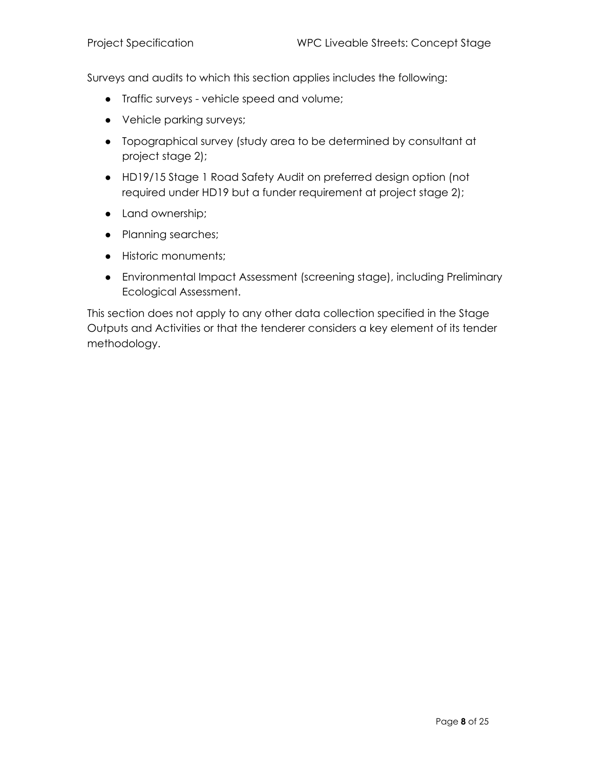Surveys and audits to which this section applies includes the following:

- Traffic surveys - vehicle speed and volume;
- Vehicle parking surveys;
- Topographical survey (study area to be determined by consultant at project stage 2);
- HD19/15 Stage 1 Road Safety Audit on preferred design option (not required under HD19 but a funder requirement at project stage 2);
- Land ownership;
- Planning searches;
- Historic monuments;
- Environmental Impact Assessment (screening stage), including Preliminary Ecological Assessment.

This section does not apply to any other data collection specified in the Stage Outputs and Activities or that the tenderer considers a key element of its tender methodology.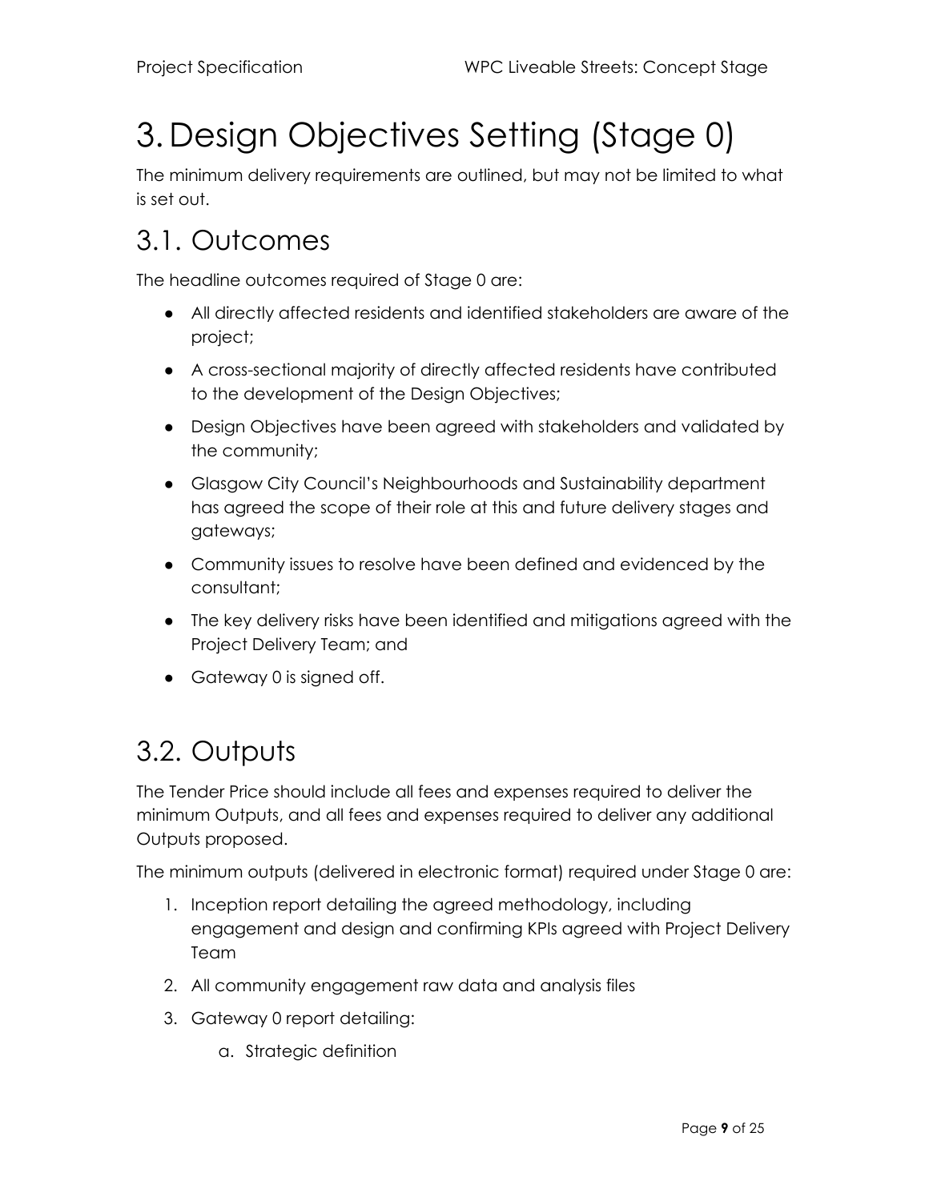# 3. Design Objectives Setting (Stage 0)

The minimum delivery requirements are outlined, but may not be limited to what is set out.

## 3.1. Outcomes

The headline outcomes required of Stage 0 are:

- All directly affected residents and identified stakeholders are aware of the project;
- A cross-sectional majority of directly affected residents have contributed to the development of the Design Objectives;
- Design Objectives have been agreed with stakeholders and validated by the community;
- Glasgow City Council's Neighbourhoods and Sustainability department has agreed the scope of their role at this and future delivery stages and gateways;
- Community issues to resolve have been defined and evidenced by the consultant;
- The key delivery risks have been identified and mitigations agreed with the Project Delivery Team; and
- Gateway 0 is signed off.

## 3.2. Outputs

The Tender Price should include all fees and expenses required to deliver the minimum Outputs, and all fees and expenses required to deliver any additional Outputs proposed.

The minimum outputs (delivered in electronic format) required under Stage 0 are:

1. Inception report detailing the agreed methodology, including engagement and design and confirming KPIs agreed with Project Delivery Team
2. All community engagement raw data and analysis files
3. Gateway 0 report detailing:
    a. Strategic definition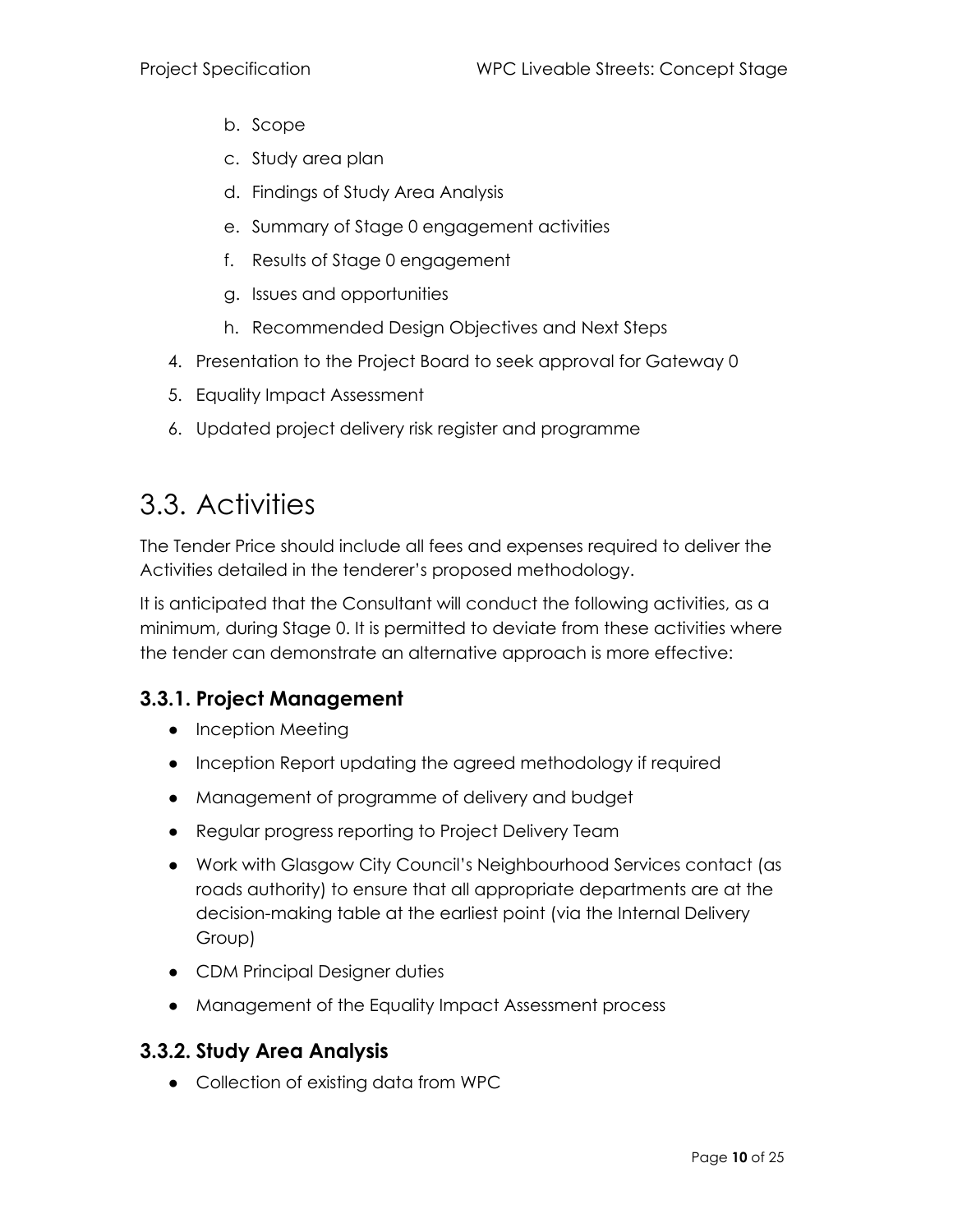b. Scope
   c. Study area plan
   d. Findings of Study Area Analysis
   e. Summary of Stage 0 engagement activities
   f. Results of Stage 0 engagement
   g. Issues and opportunities
   h. Recommended Design Objectives and Next Steps
4. Presentation to the Project Board to seek approval for Gateway 0
5. Equality Impact Assessment
6. Updated project delivery risk register and programme

## 3.3. Activities

The Tender Price should include all fees and expenses required to deliver the Activities detailed in the tenderer's proposed methodology.

It is anticipated that the Consultant will conduct the following activities, as a minimum, during Stage 0. It is permitted to deviate from these activities where the tender can demonstrate an alternative approach is more effective:

### 3.3.1. Project Management

- Inception Meeting
- Inception Report updating the agreed methodology if required
- Management of programme of delivery and budget
- Regular progress reporting to Project Delivery Team
- Work with Glasgow City Council's Neighbourhood Services contact (as roads authority) to ensure that all appropriate departments are at the decision-making table at the earliest point (via the Internal Delivery Group)
- CDM Principal Designer duties
- Management of the Equality Impact Assessment process

### 3.3.2. Study Area Analysis

- Collection of existing data from WPC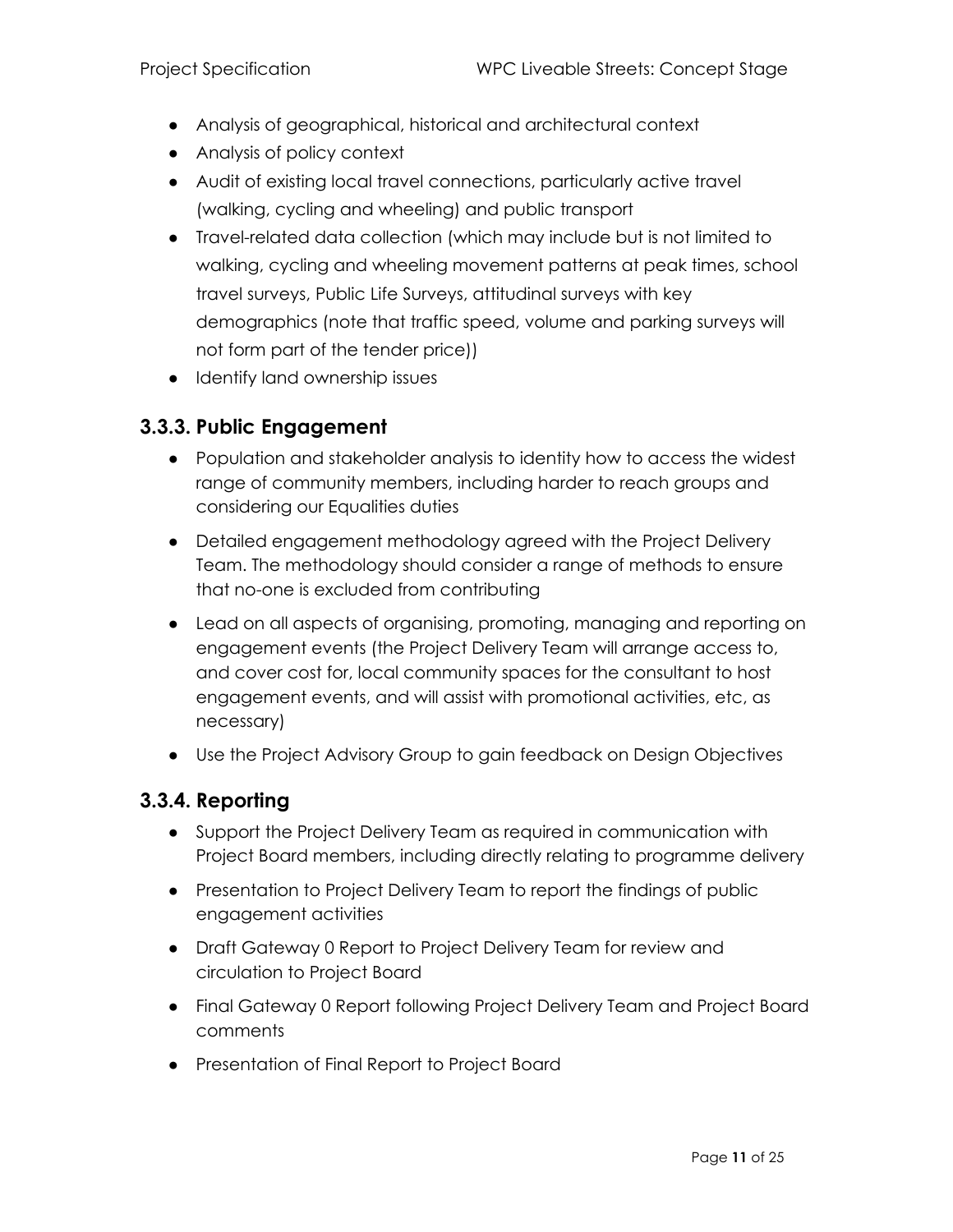- Analysis of geographical, historical and architectural context
- Analysis of policy context
- Audit of existing local travel connections, particularly active travel (walking, cycling and wheeling) and public transport
- Travel-related data collection (which may include but is not limited to walking, cycling and wheeling movement patterns at peak times, school travel surveys, Public Life Surveys, attitudinal surveys with key demographics (note that traffic speed, volume and parking surveys will not form part of the tender price))
- Identify land ownership issues

## 3.3.3. Public Engagement

- Population and stakeholder analysis to identity how to access the widest range of community members, including harder to reach groups and considering our Equalities duties
- Detailed engagement methodology agreed with the Project Delivery Team. The methodology should consider a range of methods to ensure that no-one is excluded from contributing
- Lead on all aspects of organising, promoting, managing and reporting on engagement events (the Project Delivery Team will arrange access to, and cover cost for, local community spaces for the consultant to host engagement events, and will assist with promotional activities, etc, as necessary)
- Use the Project Advisory Group to gain feedback on Design Objectives

## 3.3.4. Reporting

- Support the Project Delivery Team as required in communication with Project Board members, including directly relating to programme delivery
- Presentation to Project Delivery Team to report the findings of public engagement activities
- Draft Gateway 0 Report to Project Delivery Team for review and circulation to Project Board
- Final Gateway 0 Report following Project Delivery Team and Project Board comments
- Presentation of Final Report to Project Board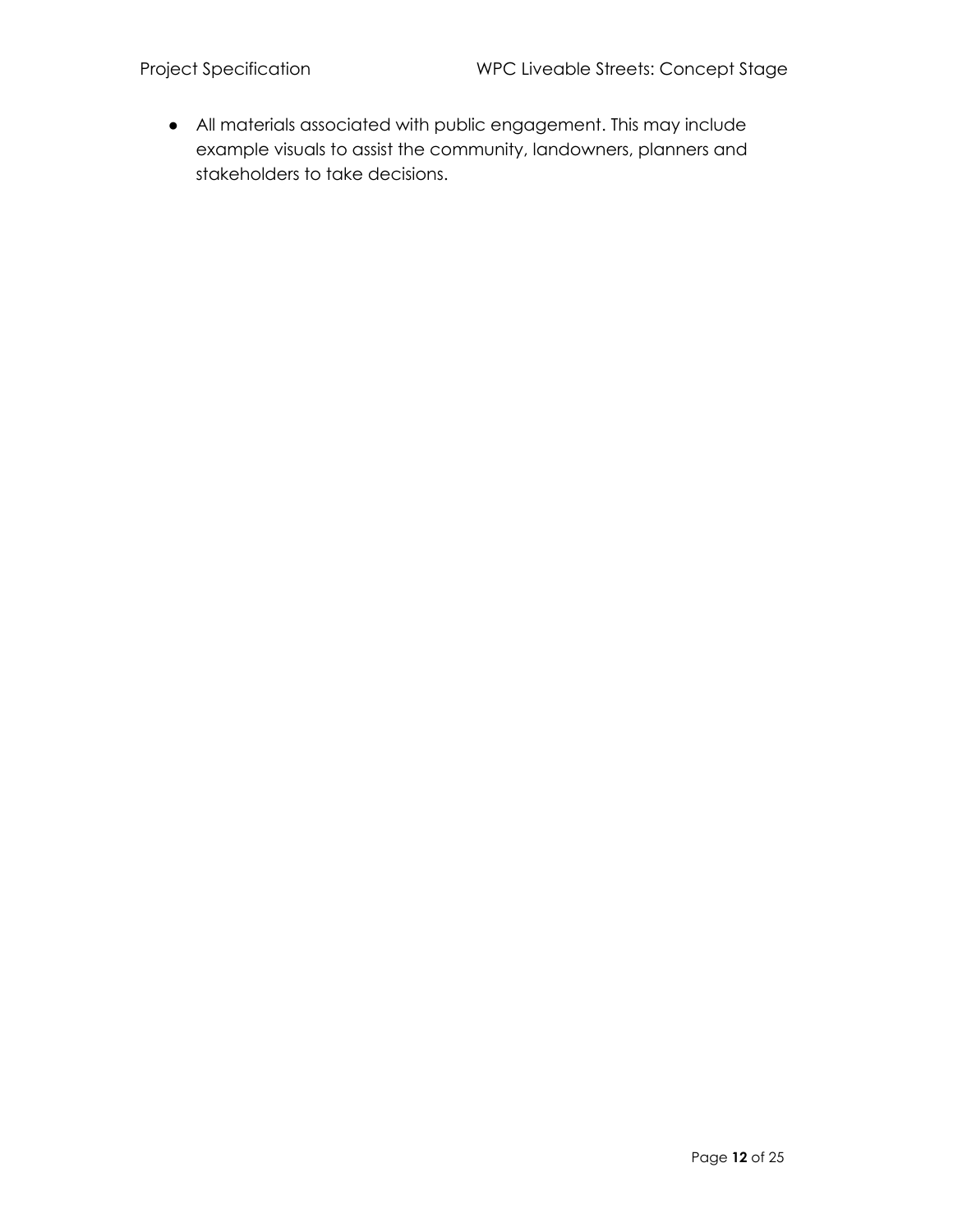- All materials associated with public engagement. This may include example visuals to assist the community, landowners, planners and stakeholders to take decisions.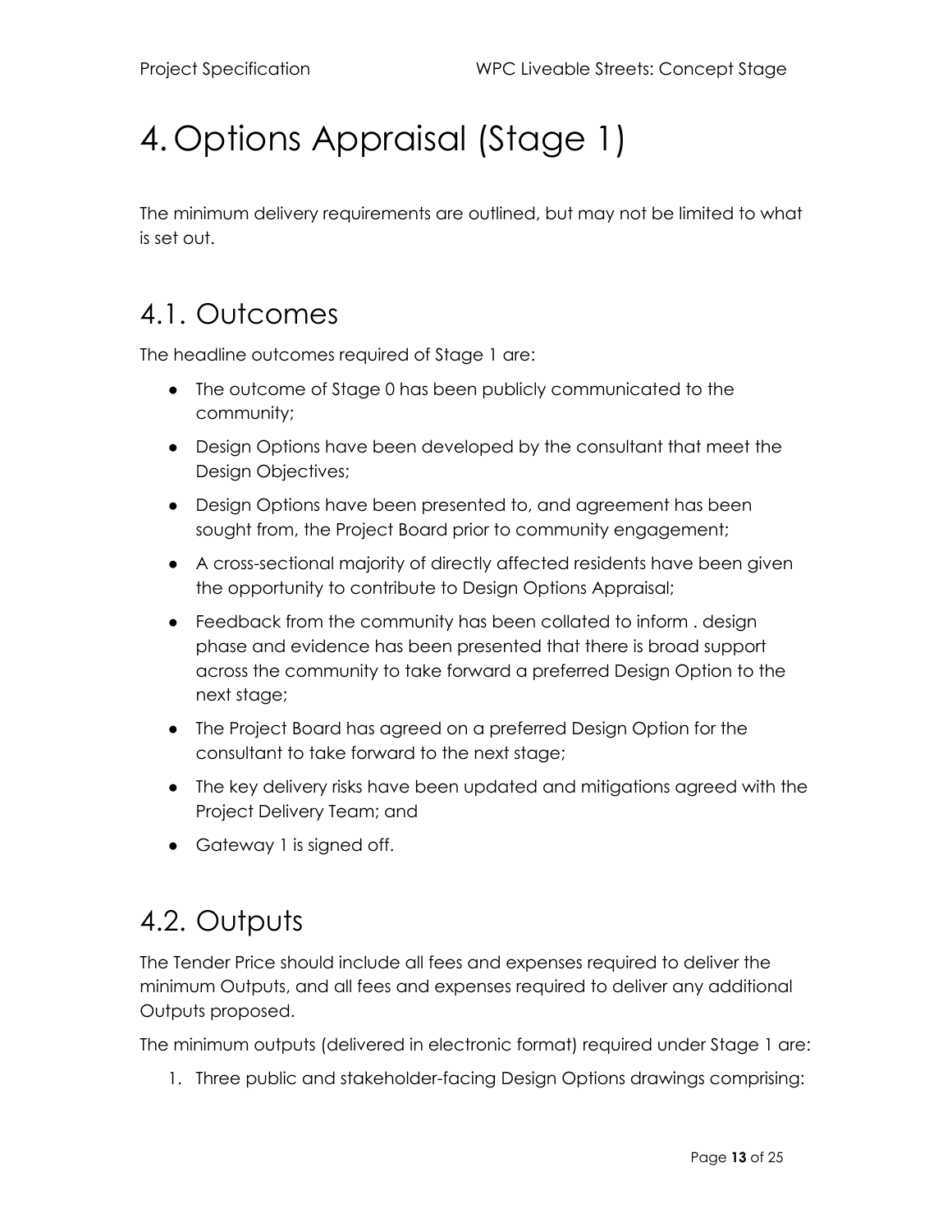# 4. Options Appraisal (Stage 1)

The minimum delivery requirements are outlined, but may not be limited to what is set out.

## 4.1. Outcomes

The headline outcomes required of Stage 1 are:

- The outcome of Stage 0 has been publicly communicated to the community;
- Design Options have been developed by the consultant that meet the Design Objectives;
- Design Options have been presented to, and agreement has been sought from, the Project Board prior to community engagement;
- A cross-sectional majority of directly affected residents have been given the opportunity to contribute to Design Options Appraisal;
- Feedback from the community has been collated to inform . design phase and evidence has been presented that there is broad support across the community to take forward a preferred Design Option to the next stage;
- The Project Board has agreed on a preferred Design Option for the consultant to take forward to the next stage;
- The key delivery risks have been updated and mitigations agreed with the Project Delivery Team; and
- Gateway 1 is signed off.

## 4.2. Outputs

The Tender Price should include all fees and expenses required to deliver the minimum Outputs, and all fees and expenses required to deliver any additional Outputs proposed.

The minimum outputs (delivered in electronic format) required under Stage 1 are:

1. Three public and stakeholder-facing Design Options drawings comprising: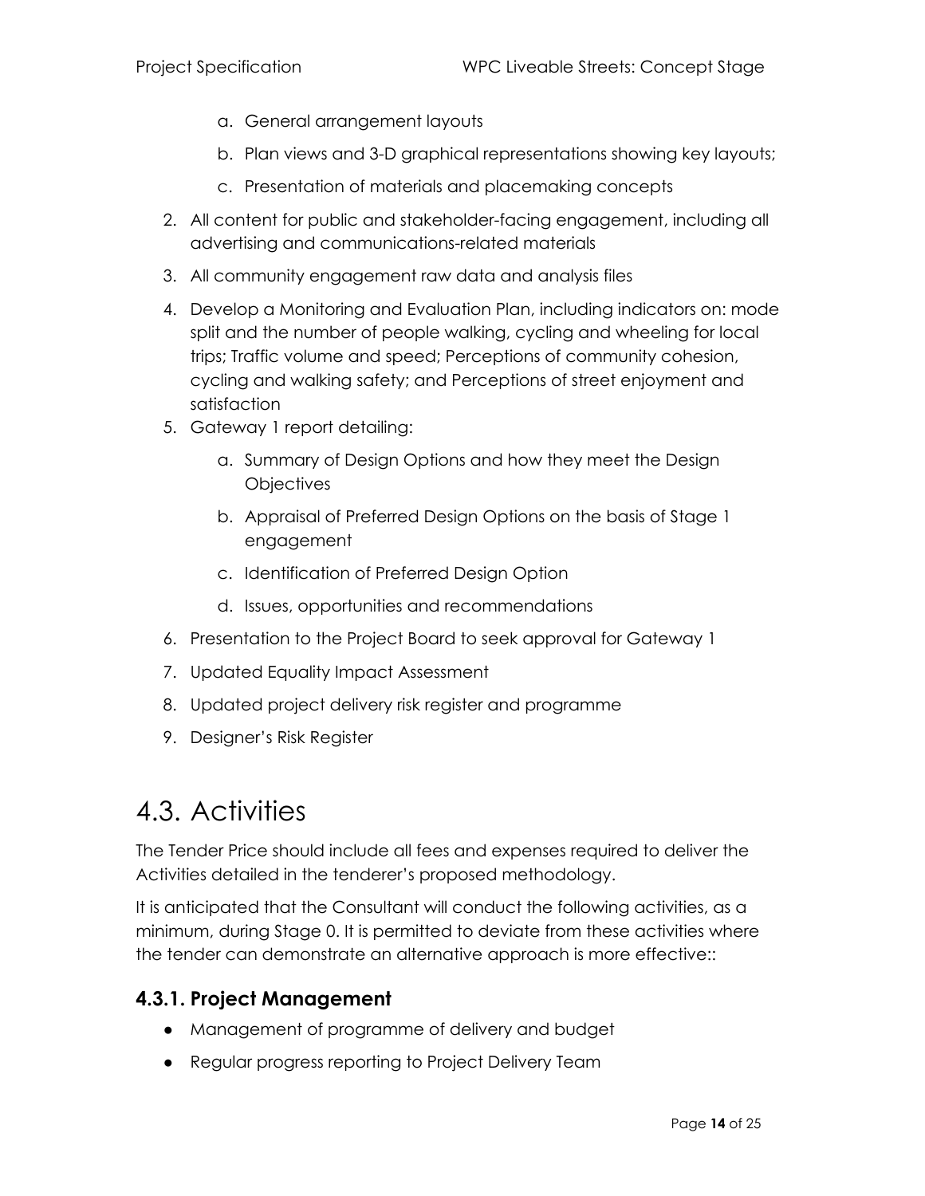a. General arrangement layouts
   b. Plan views and 3-D graphical representations showing key layouts;
   c. Presentation of materials and placemaking concepts
2. All content for public and stakeholder-facing engagement, including all advertising and communications-related materials
3. All community engagement raw data and analysis files
4. Develop a Monitoring and Evaluation Plan, including indicators on: mode split and the number of people walking, cycling and wheeling for local trips; Traffic volume and speed; Perceptions of community cohesion, cycling and walking safety; and Perceptions of street enjoyment and satisfaction
5. Gateway 1 report detailing:
   a. Summary of Design Options and how they meet the Design Objectives
   b. Appraisal of Preferred Design Options on the basis of Stage 1 engagement
   c. Identification of Preferred Design Option
   d. Issues, opportunities and recommendations
6. Presentation to the Project Board to seek approval for Gateway 1
7. Updated Equality Impact Assessment
8. Updated project delivery risk register and programme
9. Designer's Risk Register

# 4.3. Activities

The Tender Price should include all fees and expenses required to deliver the Activities detailed in the tenderer's proposed methodology.

It is anticipated that the Consultant will conduct the following activities, as a minimum, during Stage 0. It is permitted to deviate from these activities where the tender can demonstrate an alternative approach is more effective::

### 4.3.1. Project Management

- Management of programme of delivery and budget
- Regular progress reporting to Project Delivery Team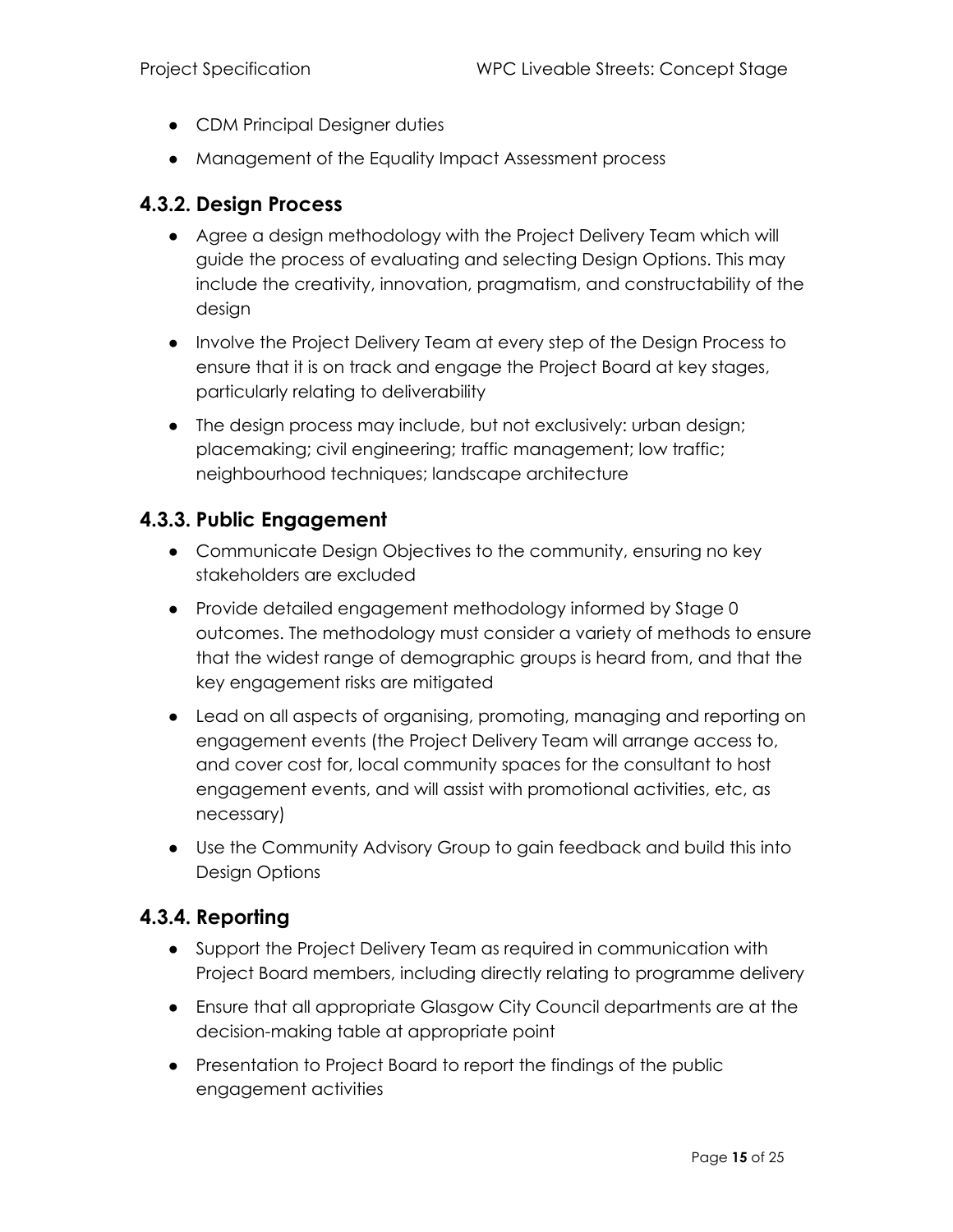- CDM Principal Designer duties
- Management of the Equality Impact Assessment process

### 4.3.2. Design Process

- Agree a design methodology with the Project Delivery Team which will guide the process of evaluating and selecting Design Options. This may include the creativity, innovation, pragmatism, and constructability of the design
- Involve the Project Delivery Team at every step of the Design Process to ensure that it is on track and engage the Project Board at key stages, particularly relating to deliverability
- The design process may include, but not exclusively: urban design; placemaking; civil engineering; traffic management; low traffic; neighbourhood techniques; landscape architecture

### 4.3.3. Public Engagement

- Communicate Design Objectives to the community, ensuring no key stakeholders are excluded
- Provide detailed engagement methodology informed by Stage 0 outcomes. The methodology must consider a variety of methods to ensure that the widest range of demographic groups is heard from, and that the key engagement risks are mitigated
- Lead on all aspects of organising, promoting, managing and reporting on engagement events (the Project Delivery Team will arrange access to, and cover cost for, local community spaces for the consultant to host engagement events, and will assist with promotional activities, etc, as necessary)
- Use the Community Advisory Group to gain feedback and build this into Design Options

### 4.3.4. Reporting

- Support the Project Delivery Team as required in communication with Project Board members, including directly relating to programme delivery
- Ensure that all appropriate Glasgow City Council departments are at the decision-making table at appropriate point
- Presentation to Project Board to report the findings of the public engagement activities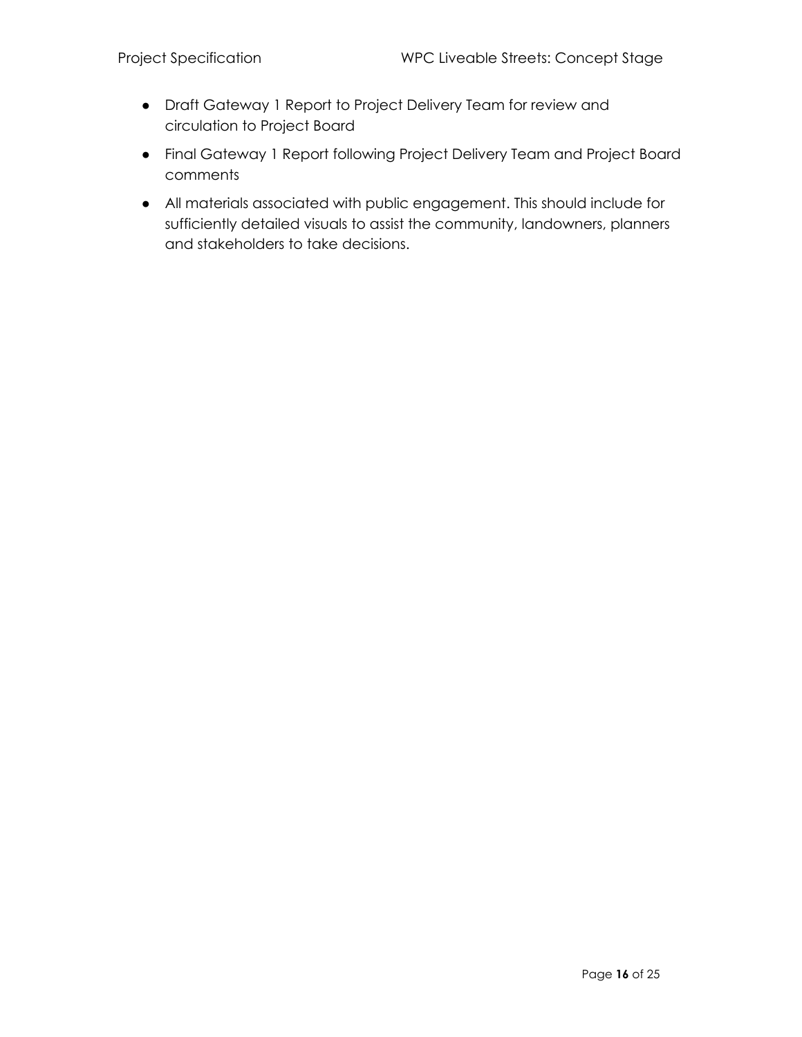- Draft Gateway 1 Report to Project Delivery Team for review and circulation to Project Board
- Final Gateway 1 Report following Project Delivery Team and Project Board comments
- All materials associated with public engagement. This should include for sufficiently detailed visuals to assist the community, landowners, planners and stakeholders to take decisions.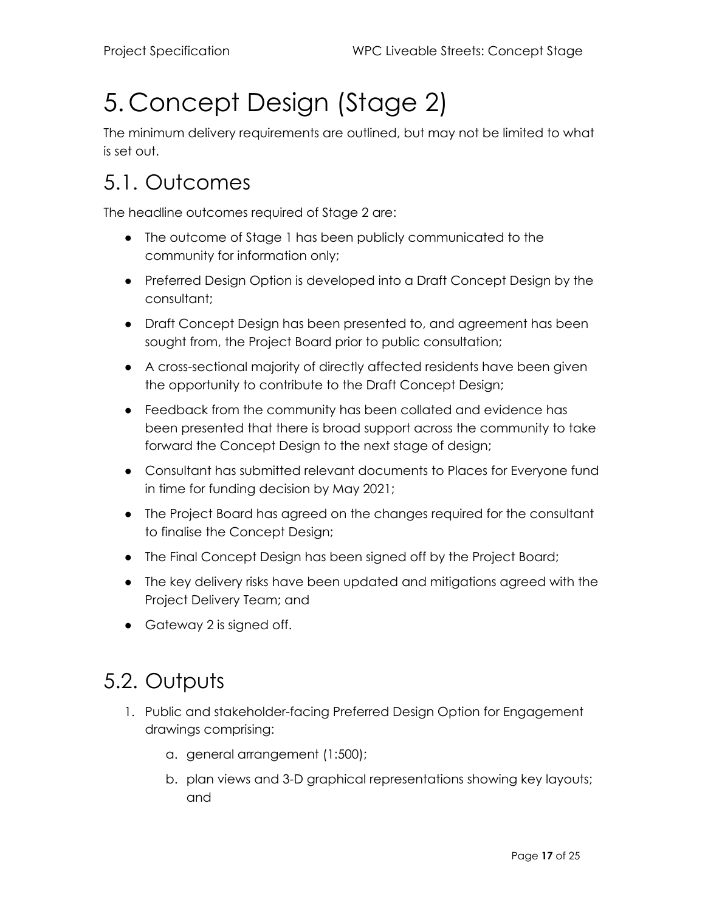# 5. Concept Design (Stage 2)

The minimum delivery requirements are outlined, but may not be limited to what is set out.

## 5.1. Outcomes

The headline outcomes required of Stage 2 are:

- The outcome of Stage 1 has been publicly communicated to the community for information only;
- Preferred Design Option is developed into a Draft Concept Design by the consultant;
- Draft Concept Design has been presented to, and agreement has been sought from, the Project Board prior to public consultation;
- A cross-sectional majority of directly affected residents have been given the opportunity to contribute to the Draft Concept Design;
- Feedback from the community has been collated and evidence has been presented that there is broad support across the community to take forward the Concept Design to the next stage of design;
- Consultant has submitted relevant documents to Places for Everyone fund in time for funding decision by May 2021;
- The Project Board has agreed on the changes required for the consultant to finalise the Concept Design;
- The Final Concept Design has been signed off by the Project Board;
- The key delivery risks have been updated and mitigations agreed with the Project Delivery Team; and
- Gateway 2 is signed off.

## 5.2. Outputs

1. Public and stakeholder-facing Preferred Design Option for Engagement drawings comprising:
    a. general arrangement (1:500);
    b. plan views and 3-D graphical representations showing key layouts; and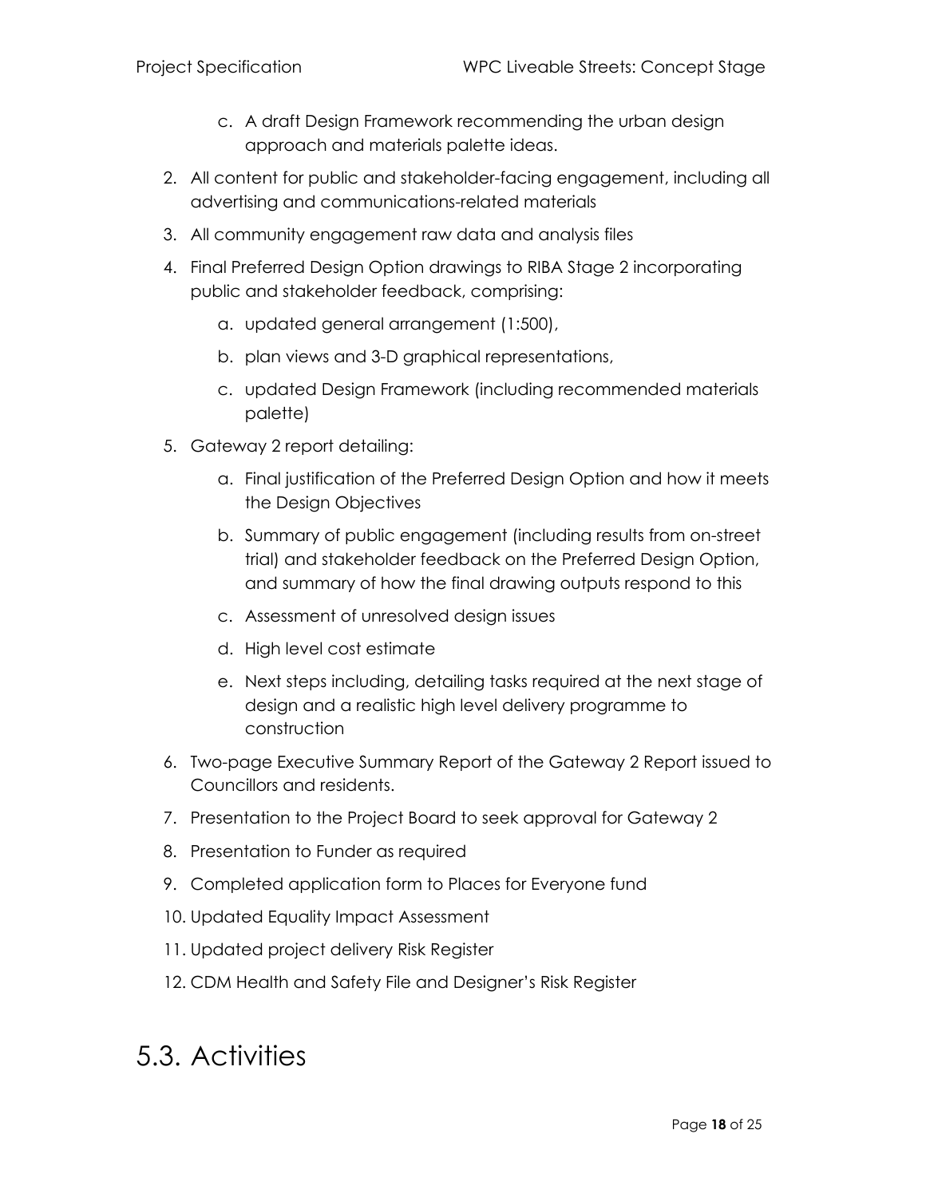c. A draft Design Framework recommending the urban design approach and materials palette ideas.

2. All content for public and stakeholder-facing engagement, including all advertising and communications-related materials
3. All community engagement raw data and analysis files
4. Final Preferred Design Option drawings to RIBA Stage 2 incorporating public and stakeholder feedback, comprising:
   a. updated general arrangement (1:500),
   b. plan views and 3-D graphical representations,
   c. updated Design Framework (including recommended materials palette)
5. Gateway 2 report detailing:
   a. Final justification of the Preferred Design Option and how it meets the Design Objectives
   b. Summary of public engagement (including results from on-street trial) and stakeholder feedback on the Preferred Design Option, and summary of how the final drawing outputs respond to this
   c. Assessment of unresolved design issues
   d. High level cost estimate
   e. Next steps including, detailing tasks required at the next stage of design and a realistic high level delivery programme to construction
6. Two-page Executive Summary Report of the Gateway 2 Report issued to Councillors and residents.
7. Presentation to the Project Board to seek approval for Gateway 2
8. Presentation to Funder as required
9. Completed application form to Places for Everyone fund
10. Updated Equality Impact Assessment
11. Updated project delivery Risk Register
12. CDM Health and Safety File and Designer's Risk Register

## 5.3. Activities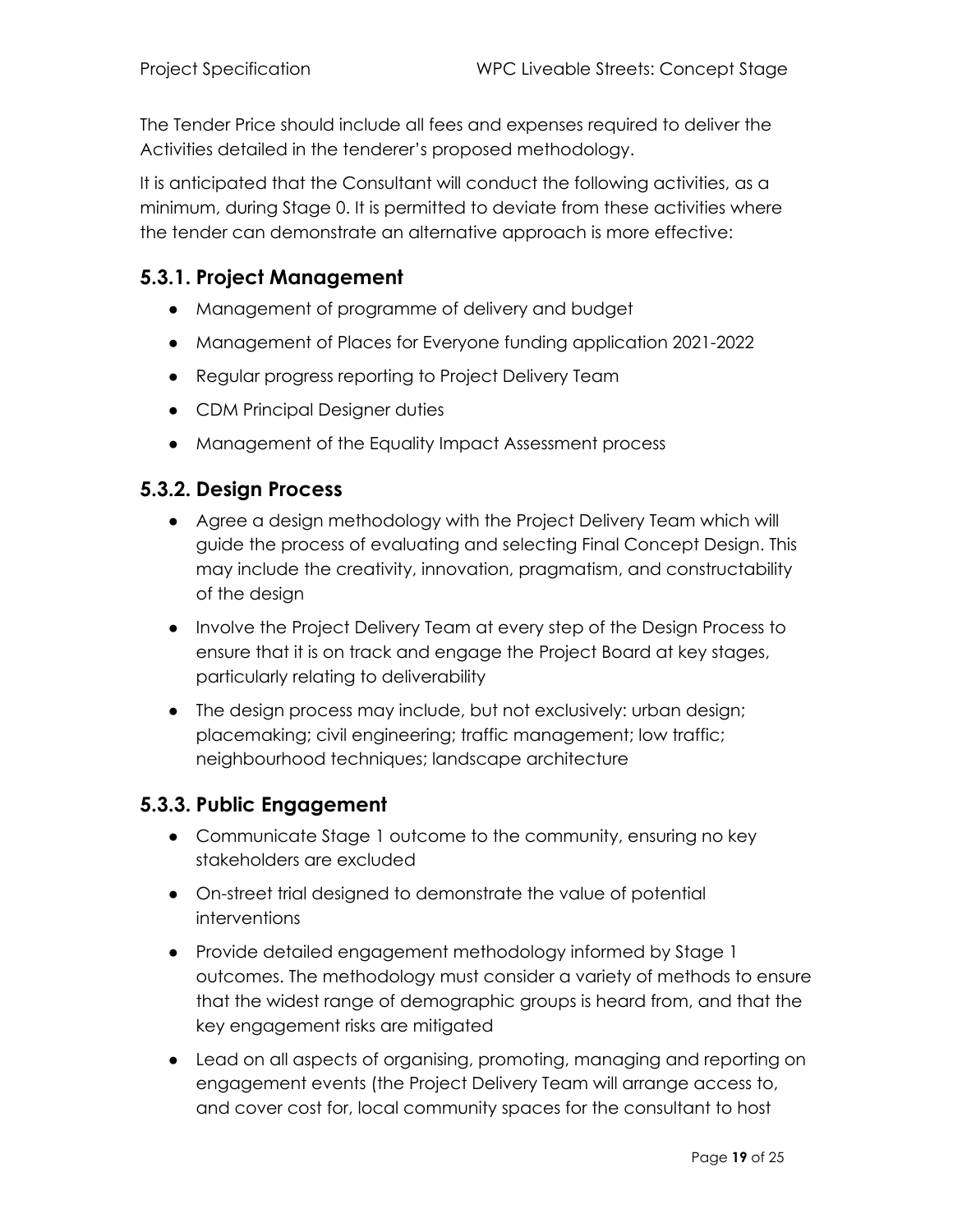The Tender Price should include all fees and expenses required to deliver the Activities detailed in the tenderer's proposed methodology.

It is anticipated that the Consultant will conduct the following activities, as a minimum, during Stage 0. It is permitted to deviate from these activities where the tender can demonstrate an alternative approach is more effective:

### 5.3.1. Project Management

- Management of programme of delivery and budget
- Management of Places for Everyone funding application 2021-2022
- Regular progress reporting to Project Delivery Team
- CDM Principal Designer duties
- Management of the Equality Impact Assessment process

### 5.3.2. Design Process

- Agree a design methodology with the Project Delivery Team which will guide the process of evaluating and selecting Final Concept Design. This may include the creativity, innovation, pragmatism, and constructability of the design
- Involve the Project Delivery Team at every step of the Design Process to ensure that it is on track and engage the Project Board at key stages, particularly relating to deliverability
- The design process may include, but not exclusively: urban design; placemaking; civil engineering; traffic management; low traffic; neighbourhood techniques; landscape architecture

### 5.3.3. Public Engagement

- Communicate Stage 1 outcome to the community, ensuring no key stakeholders are excluded
- On-street trial designed to demonstrate the value of potential interventions
- Provide detailed engagement methodology informed by Stage 1 outcomes. The methodology must consider a variety of methods to ensure that the widest range of demographic groups is heard from, and that the key engagement risks are mitigated
- Lead on all aspects of organising, promoting, managing and reporting on engagement events (the Project Delivery Team will arrange access to, and cover cost for, local community spaces for the consultant to host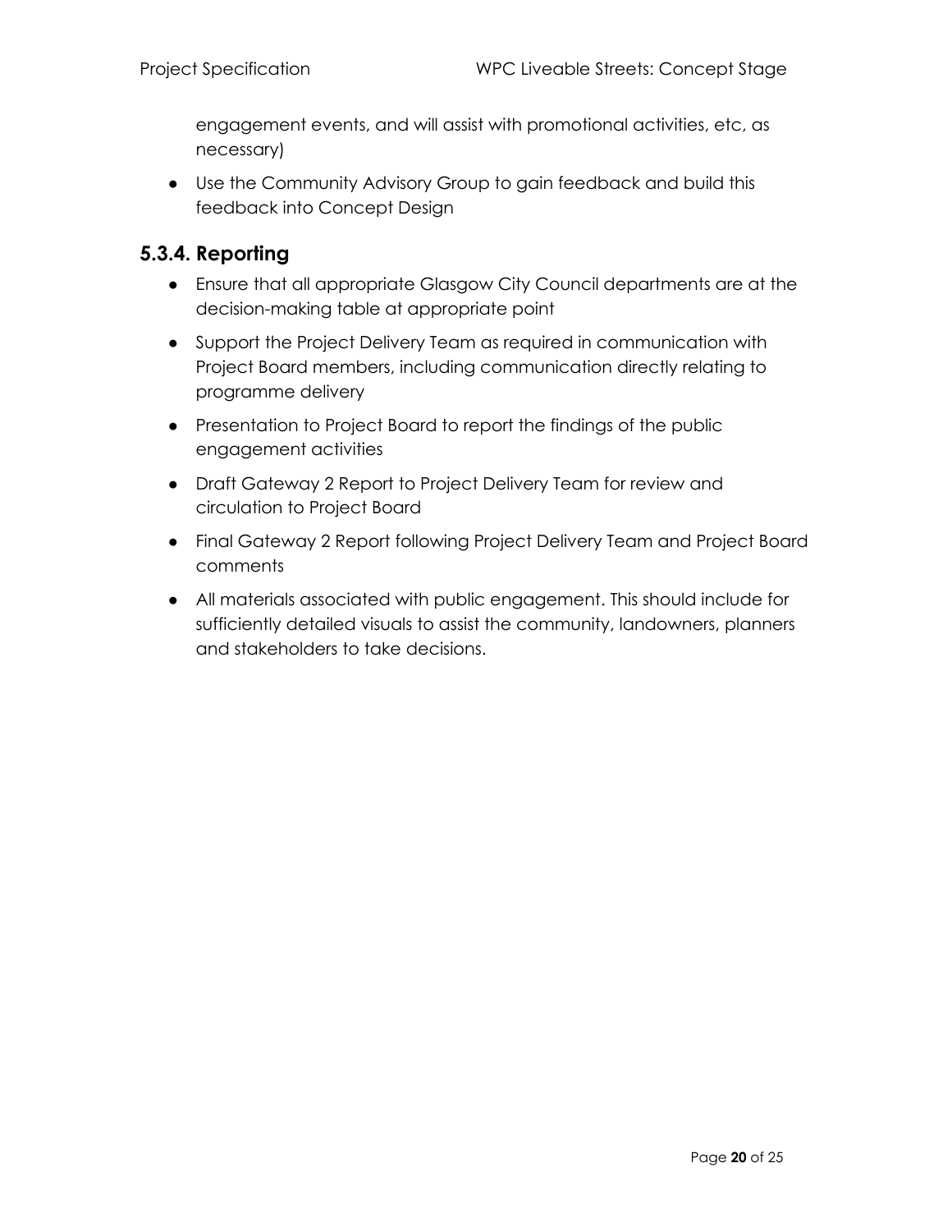engagement events, and will assist with promotional activities, etc, as necessary)

- Use the Community Advisory Group to gain feedback and build this feedback into Concept Design

### 5.3.4. Reporting

- Ensure that all appropriate Glasgow City Council departments are at the decision-making table at appropriate point
- Support the Project Delivery Team as required in communication with Project Board members, including communication directly relating to programme delivery
- Presentation to Project Board to report the findings of the public engagement activities
- Draft Gateway 2 Report to Project Delivery Team for review and circulation to Project Board
- Final Gateway 2 Report following Project Delivery Team and Project Board comments
- All materials associated with public engagement. This should include for sufficiently detailed visuals to assist the community, landowners, planners and stakeholders to take decisions.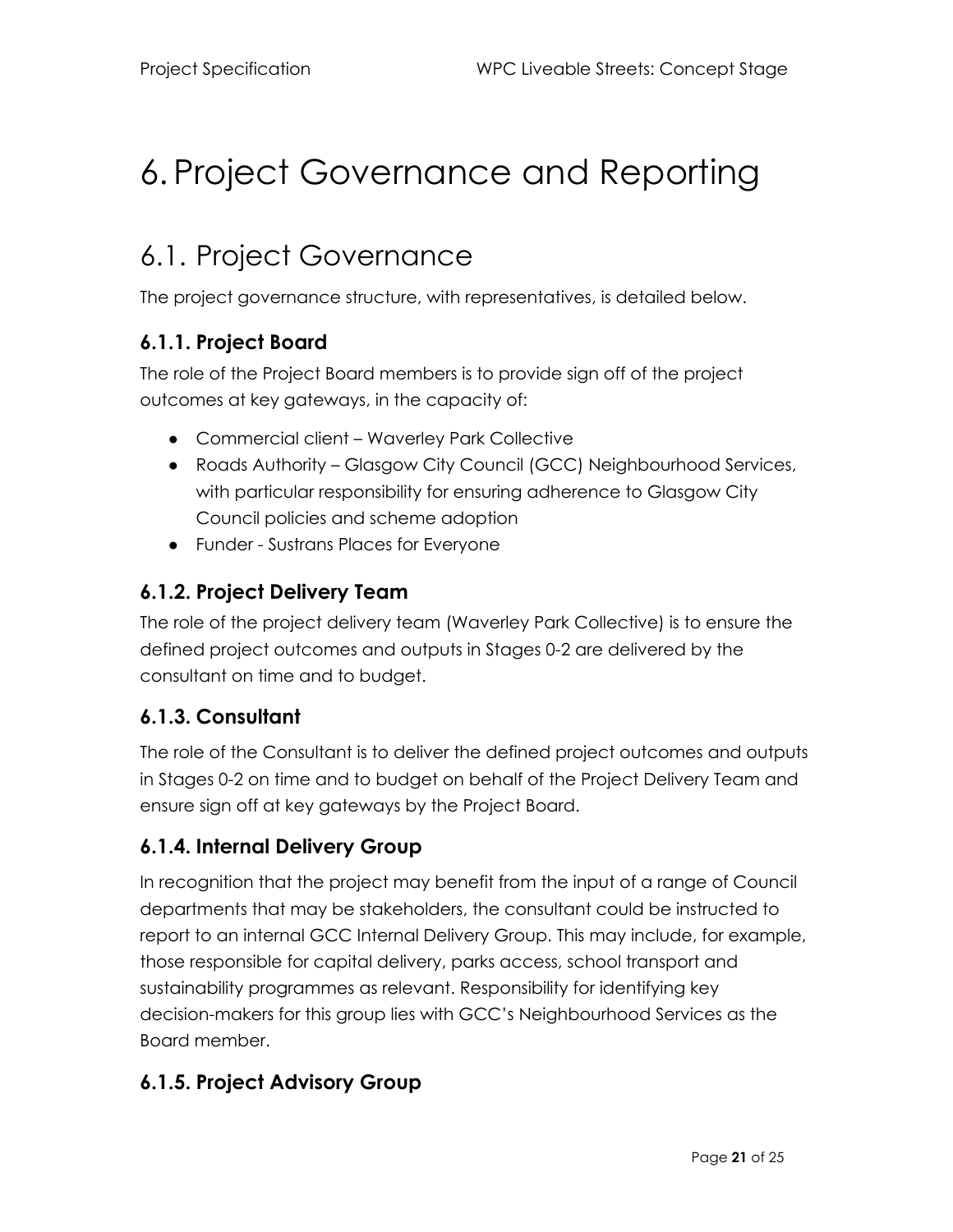# 6. Project Governance and Reporting

## 6.1. Project Governance

The project governance structure, with representatives, is detailed below.

### 6.1.1. Project Board

The role of the Project Board members is to provide sign off of the project outcomes at key gateways, in the capacity of:

- Commercial client – Waverley Park Collective
- Roads Authority – Glasgow City Council (GCC) Neighbourhood Services, with particular responsibility for ensuring adherence to Glasgow City Council policies and scheme adoption
- Funder - Sustrans Places for Everyone

### 6.1.2. Project Delivery Team

The role of the project delivery team (Waverley Park Collective) is to ensure the defined project outcomes and outputs in Stages 0-2 are delivered by the consultant on time and to budget.

### 6.1.3. Consultant

The role of the Consultant is to deliver the defined project outcomes and outputs in Stages 0-2 on time and to budget on behalf of the Project Delivery Team and ensure sign off at key gateways by the Project Board.

### 6.1.4. Internal Delivery Group

In recognition that the project may benefit from the input of a range of Council departments that may be stakeholders, the consultant could be instructed to report to an internal GCC Internal Delivery Group. This may include, for example, those responsible for capital delivery, parks access, school transport and sustainability programmes as relevant. Responsibility for identifying key decision-makers for this group lies with GCC's Neighbourhood Services as the Board member.

### 6.1.5. Project Advisory Group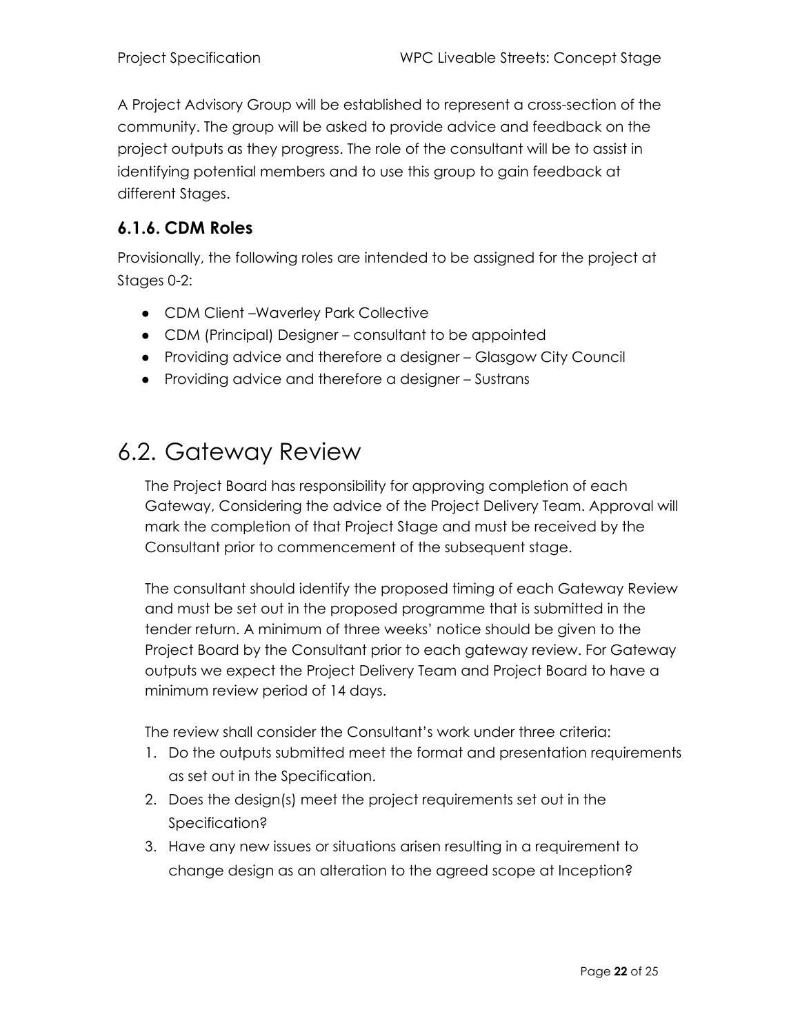A Project Advisory Group will be established to represent a cross-section of the community. The group will be asked to provide advice and feedback on the project outputs as they progress. The role of the consultant will be to assist in identifying potential members and to use this group to gain feedback at different Stages.

### 6.1.6. CDM Roles

Provisionally, the following roles are intended to be assigned for the project at Stages 0-2:

- CDM Client –Waverley Park Collective
- CDM (Principal) Designer – consultant to be appointed
- Providing advice and therefore a designer – Glasgow City Council
- Providing advice and therefore a designer – Sustrans

## 6.2. Gateway Review

The Project Board has responsibility for approving completion of each Gateway, Considering the advice of the Project Delivery Team. Approval will mark the completion of that Project Stage and must be received by the Consultant prior to commencement of the subsequent stage.

The consultant should identify the proposed timing of each Gateway Review and must be set out in the proposed programme that is submitted in the tender return. A minimum of three weeks' notice should be given to the Project Board by the Consultant prior to each gateway review. For Gateway outputs we expect the Project Delivery Team and Project Board to have a minimum review period of 14 days.

The review shall consider the Consultant's work under three criteria:

1. Do the outputs submitted meet the format and presentation requirements as set out in the Specification.
2. Does the design(s) meet the project requirements set out in the Specification?
3. Have any new issues or situations arisen resulting in a requirement to change design as an alteration to the agreed scope at Inception?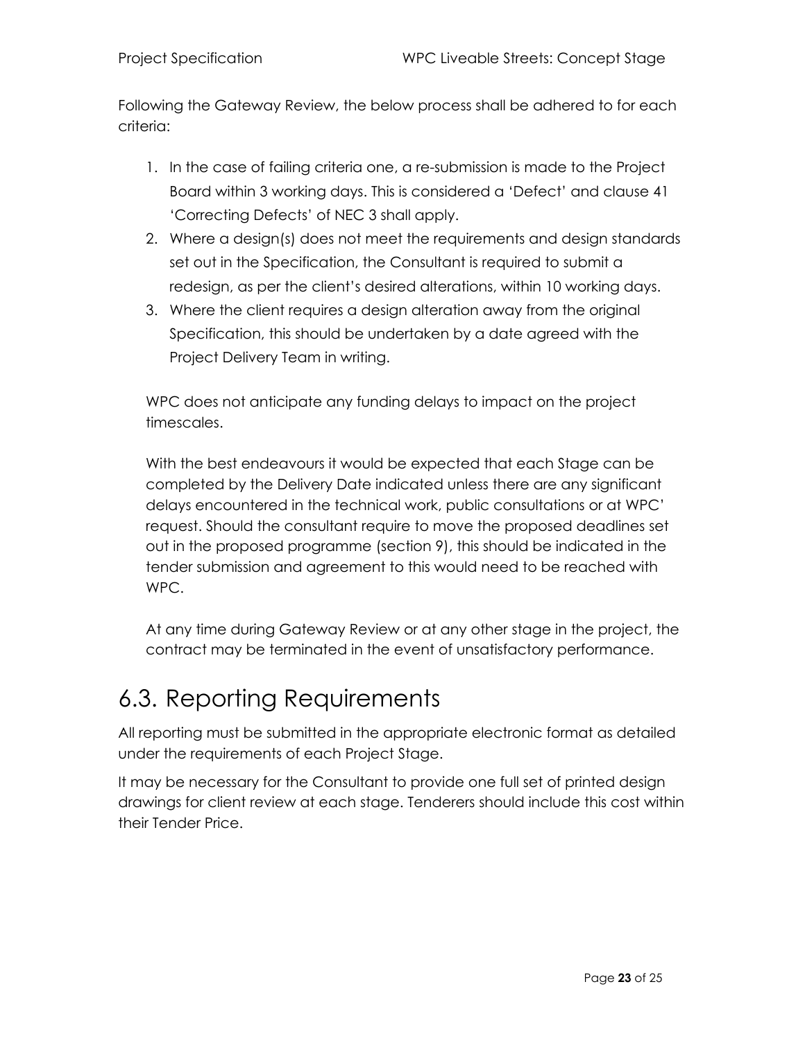Following the Gateway Review, the below process shall be adhered to for each criteria:

1. In the case of failing criteria one, a re-submission is made to the Project Board within 3 working days. This is considered a 'Defect' and clause 41 'Correcting Defects' of NEC 3 shall apply.
2. Where a design(s) does not meet the requirements and design standards set out in the Specification, the Consultant is required to submit a redesign, as per the client's desired alterations, within 10 working days.
3. Where the client requires a design alteration away from the original Specification, this should be undertaken by a date agreed with the Project Delivery Team in writing.

WPC does not anticipate any funding delays to impact on the project timescales.

With the best endeavours it would be expected that each Stage can be completed by the Delivery Date indicated unless there are any significant delays encountered in the technical work, public consultations or at WPC' request. Should the consultant require to move the proposed deadlines set out in the proposed programme (section 9), this should be indicated in the tender submission and agreement to this would need to be reached with WPC.

At any time during Gateway Review or at any other stage in the project, the contract may be terminated in the event of unsatisfactory performance.

## 6.3. Reporting Requirements

All reporting must be submitted in the appropriate electronic format as detailed under the requirements of each Project Stage.

It may be necessary for the Consultant to provide one full set of printed design drawings for client review at each stage. Tenderers should include this cost within their Tender Price.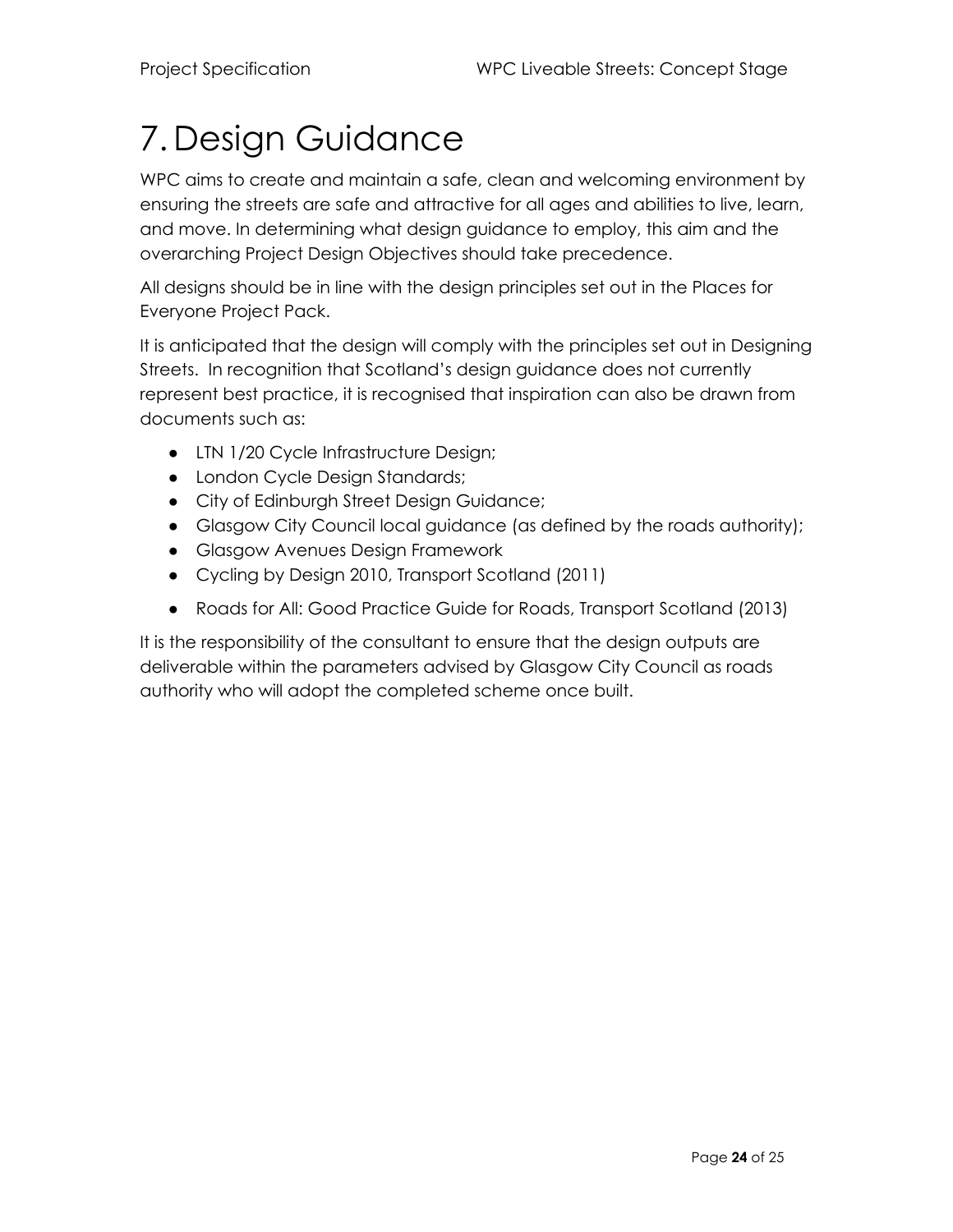# 7. Design Guidance

WPC aims to create and maintain a safe, clean and welcoming environment by ensuring the streets are safe and attractive for all ages and abilities to live, learn, and move. In determining what design guidance to employ, this aim and the overarching Project Design Objectives should take precedence.

All designs should be in line with the design principles set out in the Places for Everyone Project Pack.

It is anticipated that the design will comply with the principles set out in Designing Streets. In recognition that Scotland's design guidance does not currently represent best practice, it is recognised that inspiration can also be drawn from documents such as:

- LTN 1/20 Cycle Infrastructure Design;
- London Cycle Design Standards;
- City of Edinburgh Street Design Guidance;
- Glasgow City Council local guidance (as defined by the roads authority);
- Glasgow Avenues Design Framework
- Cycling by Design 2010, Transport Scotland (2011)
- Roads for All: Good Practice Guide for Roads, Transport Scotland (2013)

It is the responsibility of the consultant to ensure that the design outputs are deliverable within the parameters advised by Glasgow City Council as roads authority who will adopt the completed scheme once built.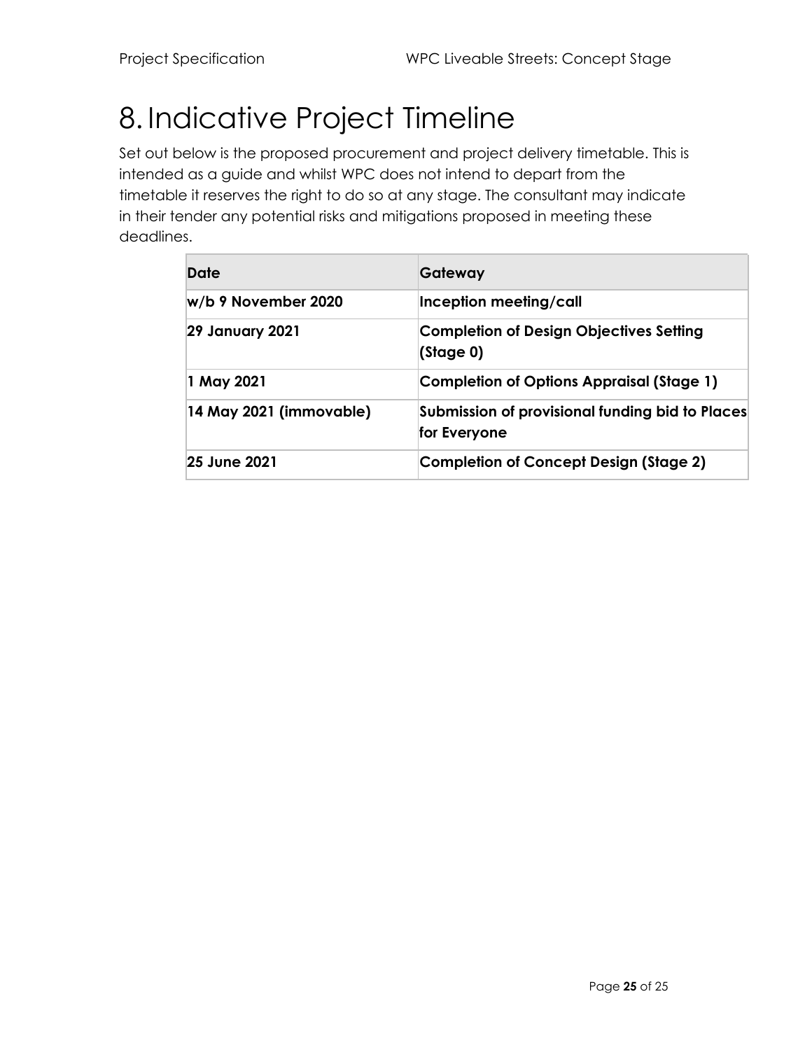# 8. Indicative Project Timeline

Set out below is the proposed procurement and project delivery timetable. This is intended as a guide and whilst WPC does not intend to depart from the timetable it reserves the right to do so at any stage. The consultant may indicate in their tender any potential risks and mitigations proposed in meeting these deadlines.

| Date | Gateway |
|---|---|
| **w/b 9 November 2020** | **Inception meeting/call** |
| **29 January 2021** | **Completion of Design Objectives Setting (Stage 0)** |
| **1 May 2021** | **Completion of Options Appraisal (Stage 1)** |
| **14 May 2021 (immovable)** | **Submission of provisional funding bid to Places for Everyone** |
| **25 June 2021** | **Completion of Concept Design (Stage 2)** |